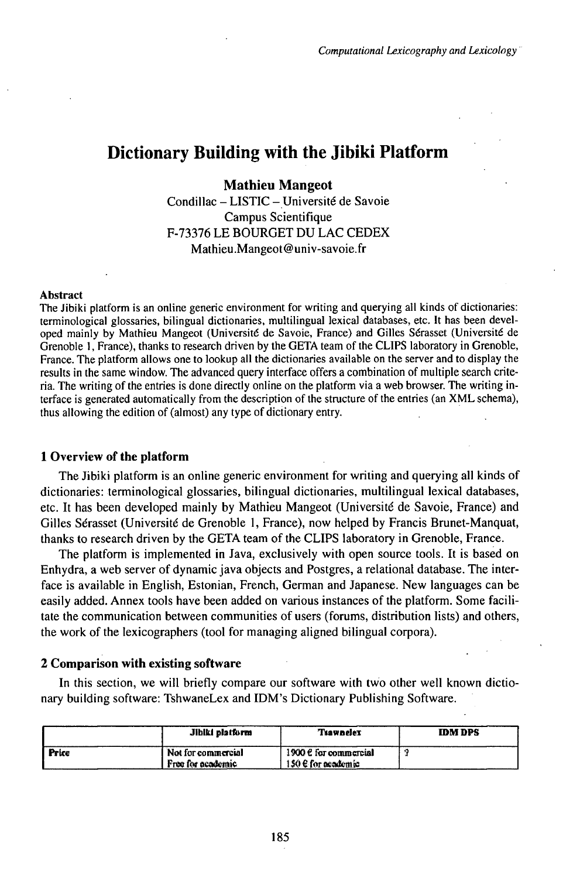# Dictionary Building with the Jibiki Platform

**Mathieu Mangeot**
Condillac – LISTIC – Université de Savoie
Campus Scientifique
F-73376 LE BOURGET DU LAC CEDEX
Mathieu.Mangeot@univ-savoie.fr

**Abstract**

The Jibiki platform is an online generic environment for writing and querying all kinds of dictionaries: terminological glossaries, bilingual dictionaries, multilingual lexical databases, etc. It has been developed mainly by Mathieu Mangeot (Université de Savoie, France) and Gilles Sérasset (Université de Grenoble 1, France), thanks to research driven by the GETA team of the CLIPS laboratory in Grenoble, France. The platform allows one to lookup all the dictionaries available on the server and to display the results in the same window. The advanced query interface offers a combination of multiple search criteria. The writing of the entries is done directly online on the platform via a web browser. The writing interface is generated automatically from the description of the structure of the entries (an XML schema), thus allowing the edition of (almost) any type of dictionary entry.

## 1 Overview of the platform

The Jibiki platform is an online generic environment for writing and querying all kinds of dictionaries: terminological glossaries, bilingual dictionaries, multilingual lexical databases, etc. It has been developed mainly by Mathieu Mangeot (Université de Savoie, France) and Gilles Sérasset (Université de Grenoble 1, France), now helped by Francis Brunet-Manquat, thanks to research driven by the GETA team of the CLIPS laboratory in Grenoble, France.

The platform is implemented in Java, exclusively with open source tools. It is based on Enhydra, a web server of dynamic java objects and Postgres, a relational database. The interface is available in English, Estonian, French, German and Japanese. New languages can be easily added. Annex tools have been added on various instances of the platform. Some facilitate the communication between communities of users (forums, distribution lists) and others, the work of the lexicographers (tool for managing aligned bilingual corpora).

## 2 Comparison with existing software

In this section, we will briefly compare our software with two other well known dictionary building software: TshwaneLex and IDM's Dictionary Publishing Software.

| | Jibiki platform | Tsawnelex | IDM DPS |
|---|---|---|---|
| Price | Not for commercial<br>Free for academic | 1900 € for commercial<br>150 € for academic | ? |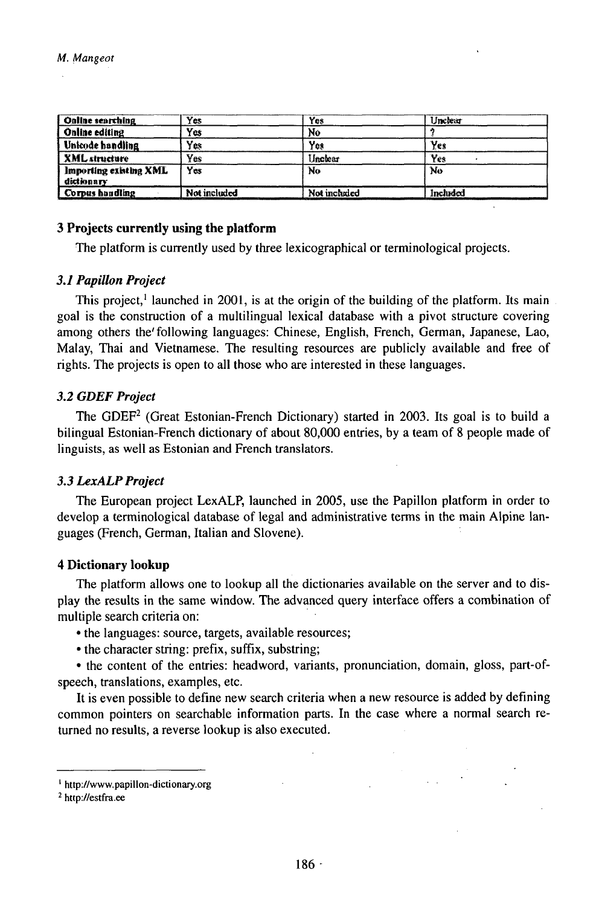| Online searching | Yes | Yes | Unclear |
|---|---|---|---|
| Online editing | Yes | No | ? |
| Unicode handling | Yes | Yes | Yes |
| XML structure | Yes | Unclear | Yes |
| Importing existing XML dictionary | Yes | No | No |
| Corpus handling | Not included | Not included | Included |

### 3 Projects currently using the platform

The platform is currently used by three lexicographical or terminological projects.

#### *3.1 Papillon Project*

This project,[1] launched in 2001, is at the origin of the building of the platform. Its main goal is the construction of a multilingual lexical database with a pivot structure covering among others the following languages: Chinese, English, French, German, Japanese, Lao, Malay, Thai and Vietnamese. The resulting resources are publicly available and free of rights. The projects is open to all those who are interested in these languages.

#### *3.2 GDEF Project*

The GDEF[2] (Great Estonian-French Dictionary) started in 2003. Its goal is to build a bilingual Estonian-French dictionary of about 80,000 entries, by a team of 8 people made of linguists, as well as Estonian and French translators.

#### *3.3 LexALP Project*

The European project LexALP, launched in 2005, use the Papillon platform in order to develop a terminological database of legal and administrative terms in the main Alpine languages (French, German, Italian and Slovene).

### 4 Dictionary lookup

The platform allows one to lookup all the dictionaries available on the server and to display the results in the same window. The advanced query interface offers a combination of multiple search criteria on:

- the languages: source, targets, available resources;
- the character string: prefix, suffix, substring;
- the content of the entries: headword, variants, pronunciation, domain, gloss, part-of-speech, translations, examples, etc.

It is even possible to define new search criteria when a new resource is added by defining common pointers on searchable information parts. In the case where a normal search returned no results, a reverse lookup is also executed.

---

[1] http://www.papillon-dictionary.org

[2] http://estfra.ee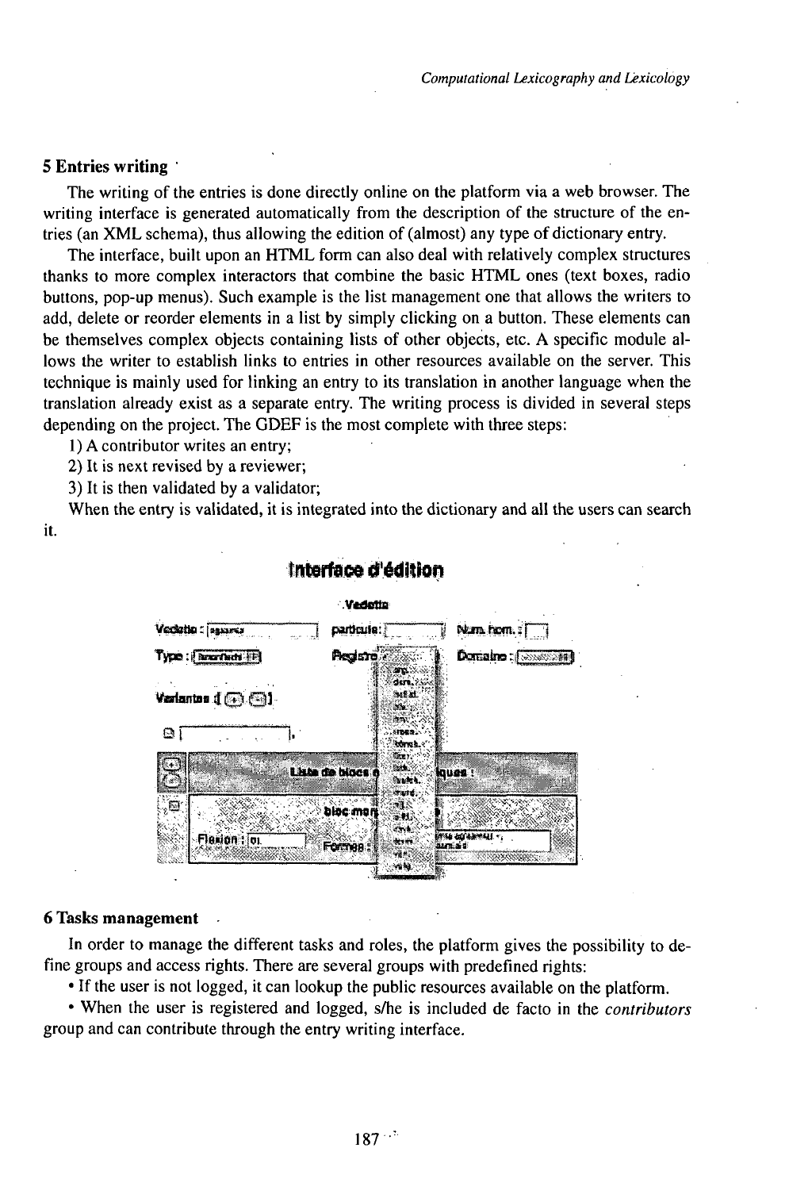## 5 Entries writing

The writing of the entries is done directly online on the platform via a web browser. The writing interface is generated automatically from the description of the structure of the entries (an XML schema), thus allowing the edition of (almost) any type of dictionary entry.

The interface, built upon an HTML form can also deal with relatively complex structures thanks to more complex interactors that combine the basic HTML ones (text boxes, radio buttons, pop-up menus). Such example is the list management one that allows the writers to add, delete or reorder elements in a list by simply clicking on a button. These elements can be themselves complex objects containing lists of other objects, etc. A specific module allows the writer to establish links to entries in other resources available on the server. This technique is mainly used for linking an entry to its translation in another language when the translation already exist as a separate entry. The writing process is divided in several steps depending on the project. The GDEF is the most complete with three steps:

1) A contributor writes an entry;

2) It is next revised by a reviewer;

3) It is then validated by a validator;

When the entry is validated, it is integrated into the dictionary and all the users can search it.

## 6 Tasks management

In order to manage the different tasks and roles, the platform gives the possibility to define groups and access rights. There are several groups with predefined rights:

• If the user is not logged, it can lookup the public resources available on the platform.

• When the user is registered and logged, s/he is included de facto in the *contributors* group and can contribute through the entry writing interface.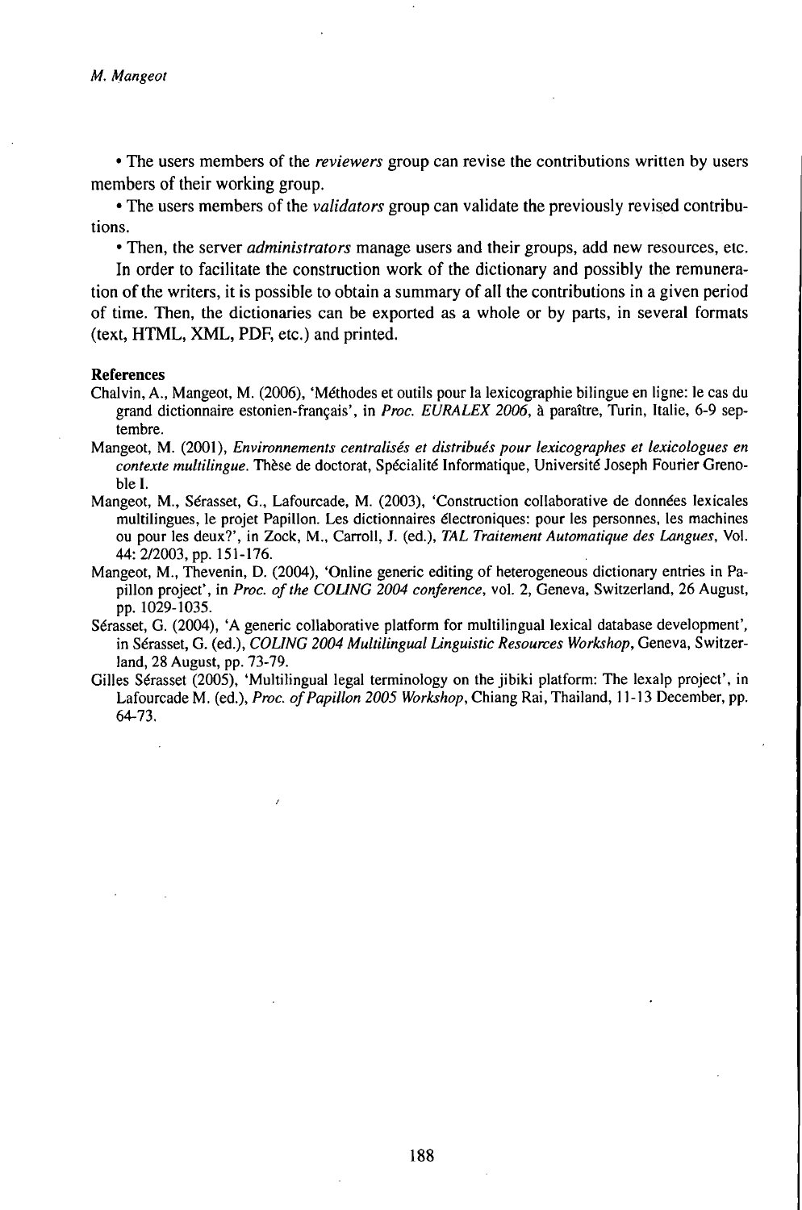• The users members of the *reviewers* group can revise the contributions written by users members of their working group.

• The users members of the *validators* group can validate the previously revised contributions.

• Then, the server *administrators* manage users and their groups, add new resources, etc.

In order to facilitate the construction work of the dictionary and possibly the remuneration of the writers, it is possible to obtain a summary of all the contributions in a given period of time. Then, the dictionaries can be exported as a whole or by parts, in several formats (text, HTML, XML, PDF, etc.) and printed.

**References**

Chalvin, A., Mangeot, M. (2006), 'Méthodes et outils pour la lexicographie bilingue en ligne: le cas du grand dictionnaire estonien-français', in *Proc. EURALEX 2006*, à paraître, Turin, Italie, 6-9 septembre.

Mangeot, M. (2001), *Environnements centralisés et distribués pour lexicographes et lexicologues en contexte multilingue*. Thèse de doctorat, Spécialité Informatique, Université Joseph Fourier Grenoble I.

Mangeot, M., Sérasset, G., Lafourcade, M. (2003), 'Construction collaborative de données lexicales multilingues, le projet Papillon. Les dictionnaires électroniques: pour les personnes, les machines ou pour les deux?', in Zock, M., Carroll, J. (ed.), *TAL Traitement Automatique des Langues*, Vol. 44: 2/2003, pp. 151-176.

Mangeot, M., Thevenin, D. (2004), 'Online generic editing of heterogeneous dictionary entries in Papillon project', in *Proc. of the COLING 2004 conference*, vol. 2, Geneva, Switzerland, 26 August, pp. 1029-1035.

Sérasset, G. (2004), 'A generic collaborative platform for multilingual lexical database development', in Sérasset, G. (ed.), *COLING 2004 Multilingual Linguistic Resources Workshop*, Geneva, Switzerland, 28 August, pp. 73-79.

Gilles Sérasset (2005), 'Multilingual legal terminology on the jibiki platform: The lexalp project', in Lafourcade M. (ed.), *Proc. of Papillon 2005 Workshop*, Chiang Rai, Thailand, 11-13 December, pp. 64-73.